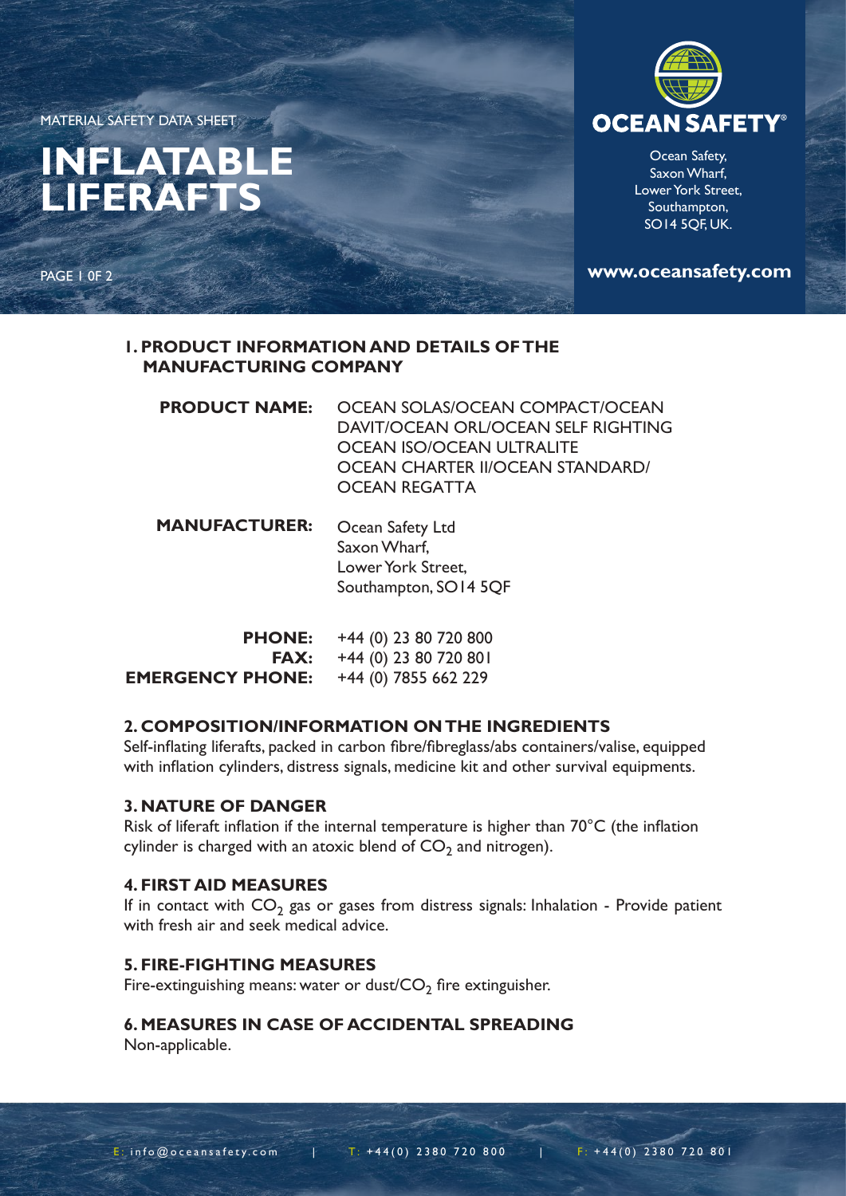MATERIAL SAFETY DATA SHEET

# INFLATABLE LIFERAFTS

**OCEAN SAFETY**

Ocean Safety,
Saxon Wharf,
Lower York Street,
Southampton,
SO14 5QF, UK.

**www.oceansafety.com**

## 1. PRODUCT INFORMATION AND DETAILS OF THE MANUFACTURING COMPANY

**PRODUCT NAME:** OCEAN SOLAS/OCEAN COMPACT/OCEAN DAVIT/OCEAN ORL/OCEAN SELF RIGHTING OCEAN ISO/OCEAN ULTRALITE OCEAN CHARTER II/OCEAN STANDARD/ OCEAN REGATTA

**MANUFACTURER:** Ocean Safety Ltd
Saxon Wharf,
Lower York Street,
Southampton, SO14 5QF

**PHONE:** +44 (0) 23 80 720 800
**FAX:** +44 (0) 23 80 720 801
**EMERGENCY PHONE:** +44 (0) 7855 662 229

## 2. COMPOSITION/INFORMATION ON THE INGREDIENTS

Self-inflating liferafts, packed in carbon fibre/fibreglass/abs containers/valise, equipped with inflation cylinders, distress signals, medicine kit and other survival equipments.

## 3. NATURE OF DANGER

Risk of liferaft inflation if the internal temperature is higher than 70°C (the inflation cylinder is charged with an atoxic blend of $CO_2$ and nitrogen).

## 4. FIRST AID MEASURES

If in contact with $CO_2$ gas or gases from distress signals: Inhalation - Provide patient with fresh air and seek medical advice.

## 5. FIRE-FIGHTING MEASURES

Fire-extinguishing means: water or dust/$CO_2$ fire extinguisher.

## 6. MEASURES IN CASE OF ACCIDENTAL SPREADING

Non-applicable.

E: info@oceansafety.com | T: +44(0) 2380 720 800 | F: +44(0) 2380 720 801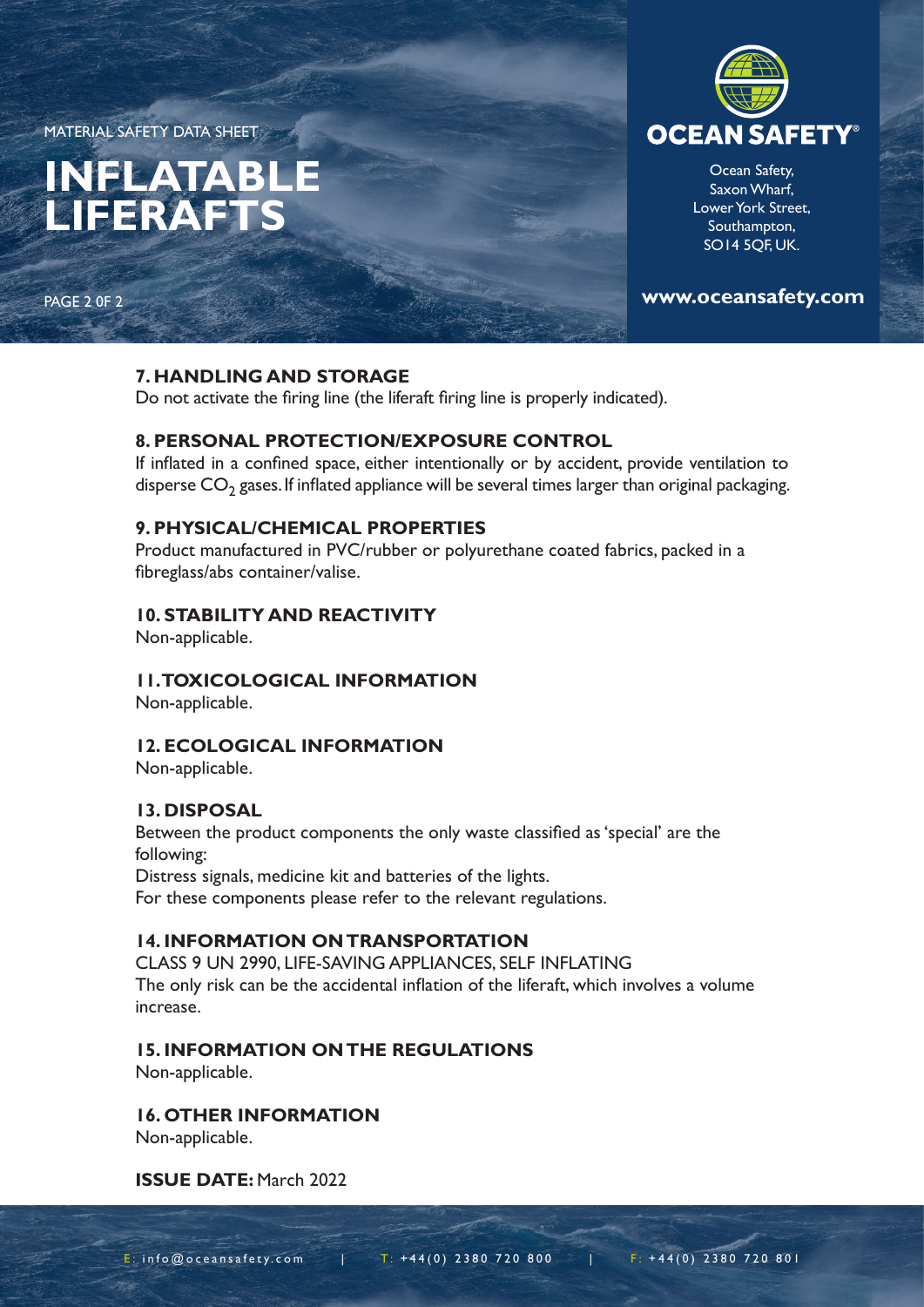## 7. HANDLING AND STORAGE

Do not activate the firing line (the liferaft firing line is properly indicated).

## 8. PERSONAL PROTECTION/EXPOSURE CONTROL

If inflated in a confined space, either intentionally or by accident, provide ventilation to disperse $CO_2$ gases. If inflated appliance will be several times larger than original packaging.

## 9. PHYSICAL/CHEMICAL PROPERTIES

Product manufactured in PVC/rubber or polyurethane coated fabrics, packed in a fibreglass/abs container/valise.

## 10. STABILITY AND REACTIVITY

Non-applicable.

## 11. TOXICOLOGICAL INFORMATION

Non-applicable.

## 12. ECOLOGICAL INFORMATION

Non-applicable.

## 13. DISPOSAL

Between the product components the only waste classified as 'special' are the following:
Distress signals, medicine kit and batteries of the lights.
For these components please refer to the relevant regulations.

## 14. INFORMATION ON TRANSPORTATION

CLASS 9 UN 2990, LIFE-SAVING APPLIANCES, SELF INFLATING
The only risk can be the accidental inflation of the liferaft, which involves a volume increase.

## 15. INFORMATION ON THE REGULATIONS

Non-applicable.

## 16. OTHER INFORMATION

Non-applicable.

**ISSUE DATE:** March 2022